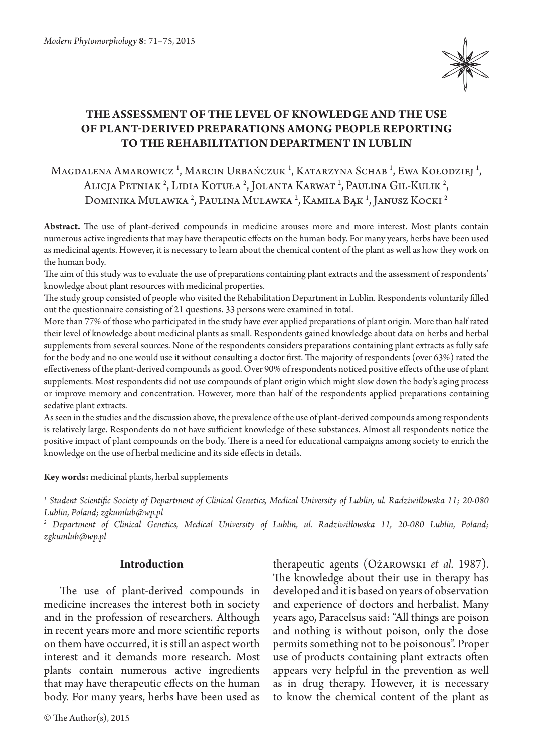# THE ASSESSMENT OF THE LEVEL OF KNOWLEDGE AND THE USE OF PLANT-DERIVED PREPARATIONS AMONG PEOPLE REPORTING TO THE REHABILITATION DEPARTMENT IN LUBLIN

Magdalena Amarowicz [1], Marcin Urbańczuk [1], Katarzyna Schab [1], Ewa Kołodziej [1], Alicja Petniak [2], Lidia Kotuła [2], Jolanta Karwat [2], Paulina Gil-Kulik [2], Dominika Mulawka [2], Paulina Mulawka [2], Kamila Bąk [1], Janusz Kocki [2]

**Abstract.** The use of plant-derived compounds in medicine arouses more and more interest. Most plants contain numerous active ingredients that may have therapeutic effects on the human body. For many years, herbs have been used as medicinal agents. However, it is necessary to learn about the chemical content of the plant as well as how they work on the human body.

The aim of this study was to evaluate the use of preparations containing plant extracts and the assessment of respondents' knowledge about plant resources with medicinal properties.

The study group consisted of people who visited the Rehabilitation Department in Lublin. Respondents voluntarily filled out the questionnaire consisting of 21 questions. 33 persons were examined in total.

More than 77% of those who participated in the study have ever applied preparations of plant origin. More than half rated their level of knowledge about medicinal plants as small. Respondents gained knowledge about data on herbs and herbal supplements from several sources. None of the respondents considers preparations containing plant extracts as fully safe for the body and no one would use it without consulting a doctor first. The majority of respondents (over 63%) rated the effectiveness of the plant-derived compounds as good. Over 90% of respondents noticed positive effects of the use of plant supplements. Most respondents did not use compounds of plant origin which might slow down the body's aging process or improve memory and concentration. However, more than half of the respondents applied preparations containing sedative plant extracts.

As seen in the studies and the discussion above, the prevalence of the use of plant-derived compounds among respondents is relatively large. Respondents do not have sufficient knowledge of these substances. Almost all respondents notice the positive impact of plant compounds on the body. There is a need for educational campaigns among society to enrich the knowledge on the use of herbal medicine and its side effects in details.

**Key words:** medicinal plants, herbal supplements

*[1] Student Scientific Society of Department of Clinical Genetics, Medical University of Lublin, ul. Radziwiłłowska 11; 20-080 Lublin, Poland; zgkumlub@wp.pl*

*[2] Department of Clinical Genetics, Medical University of Lublin, ul. Radziwiłłowska 11, 20-080 Lublin, Poland; zgkumlub@wp.pl*

## Introduction

The use of plant-derived compounds in medicine increases the interest both in society and in the profession of researchers. Although in recent years more and more scientific reports on them have occurred, it is still an aspect worth interest and it demands more research. Most plants contain numerous active ingredients that may have therapeutic effects on the human body. For many years, herbs have been used as therapeutic agents (Ożarowski *et al.* 1987). The knowledge about their use in therapy has developed and it is based on years of observation and experience of doctors and herbalist. Many years ago, Paracelsus said: "All things are poison and nothing is without poison, only the dose permits something not to be poisonous". Proper use of products containing plant extracts often appears very helpful in the prevention as well as in drug therapy. However, it is necessary to know the chemical content of the plant as

© The Author(s), 2015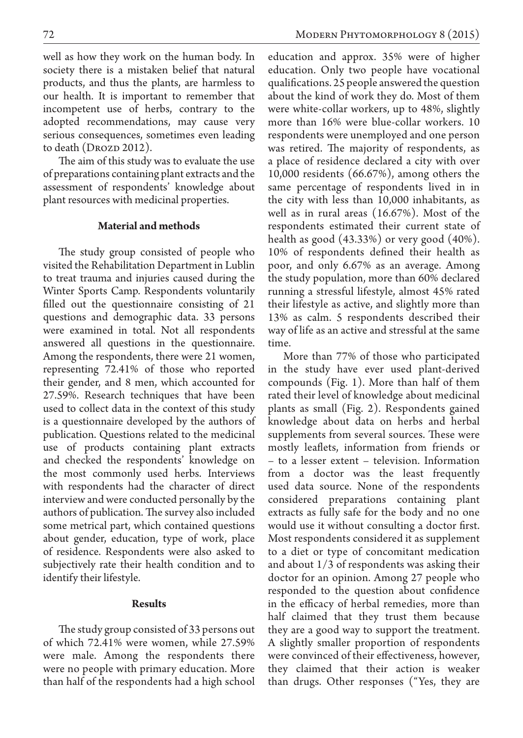well as how they work on the human body. In society there is a mistaken belief that natural products, and thus the plants, are harmless to our health. It is important to remember that incompetent use of herbs, contrary to the adopted recommendations, may cause very serious consequences, sometimes even leading to death (Drozd 2012).

The aim of this study was to evaluate the use of preparations containing plant extracts and the assessment of respondents' knowledge about plant resources with medicinal properties.

## Material and methods

The study group consisted of people who visited the Rehabilitation Department in Lublin to treat trauma and injuries caused during the Winter Sports Camp. Respondents voluntarily filled out the questionnaire consisting of 21 questions and demographic data. 33 persons were examined in total. Not all respondents answered all questions in the questionnaire. Among the respondents, there were 21 women, representing 72.41% of those who reported their gender, and 8 men, which accounted for 27.59%. Research techniques that have been used to collect data in the context of this study is a questionnaire developed by the authors of publication. Questions related to the medicinal use of products containing plant extracts and checked the respondents' knowledge on the most commonly used herbs. Interviews with respondents had the character of direct interview and were conducted personally by the authors of publication. The survey also included some metrical part, which contained questions about gender, education, type of work, place of residence. Respondents were also asked to subjectively rate their health condition and to identify their lifestyle.

## Results

The study group consisted of 33 persons out of which 72.41% were women, while 27.59% were male. Among the respondents there were no people with primary education. More than half of the respondents had a high school education and approx. 35% were of higher education. Only two people have vocational qualifications. 25 people answered the question about the kind of work they do. Most of them were white-collar workers, up to 48%, slightly more than 16% were blue-collar workers. 10 respondents were unemployed and one person was retired. The majority of respondents, as a place of residence declared a city with over 10,000 residents (66.67%), among others the same percentage of respondents lived in in the city with less than 10,000 inhabitants, as well as in rural areas (16.67%). Most of the respondents estimated their current state of health as good (43.33%) or very good (40%). 10% of respondents defined their health as poor, and only 6.67% as an average. Among the study population, more than 60% declared running a stressful lifestyle, almost 45% rated their lifestyle as active, and slightly more than 13% as calm. 5 respondents described their way of life as an active and stressful at the same time.

More than 77% of those who participated in the study have ever used plant-derived compounds (Fig. 1). More than half of them rated their level of knowledge about medicinal plants as small (Fig. 2). Respondents gained knowledge about data on herbs and herbal supplements from several sources. These were mostly leaflets, information from friends or – to a lesser extent – television. Information from a doctor was the least frequently used data source. None of the respondents considered preparations containing plant extracts as fully safe for the body and no one would use it without consulting a doctor first. Most respondents considered it as supplement to a diet or type of concomitant medication and about 1/3 of respondents was asking their doctor for an opinion. Among 27 people who responded to the question about confidence in the efficacy of herbal remedies, more than half claimed that they trust them because they are a good way to support the treatment. A slightly smaller proportion of respondents were convinced of their effectiveness, however, they claimed that their action is weaker than drugs. Other responses ("Yes, they are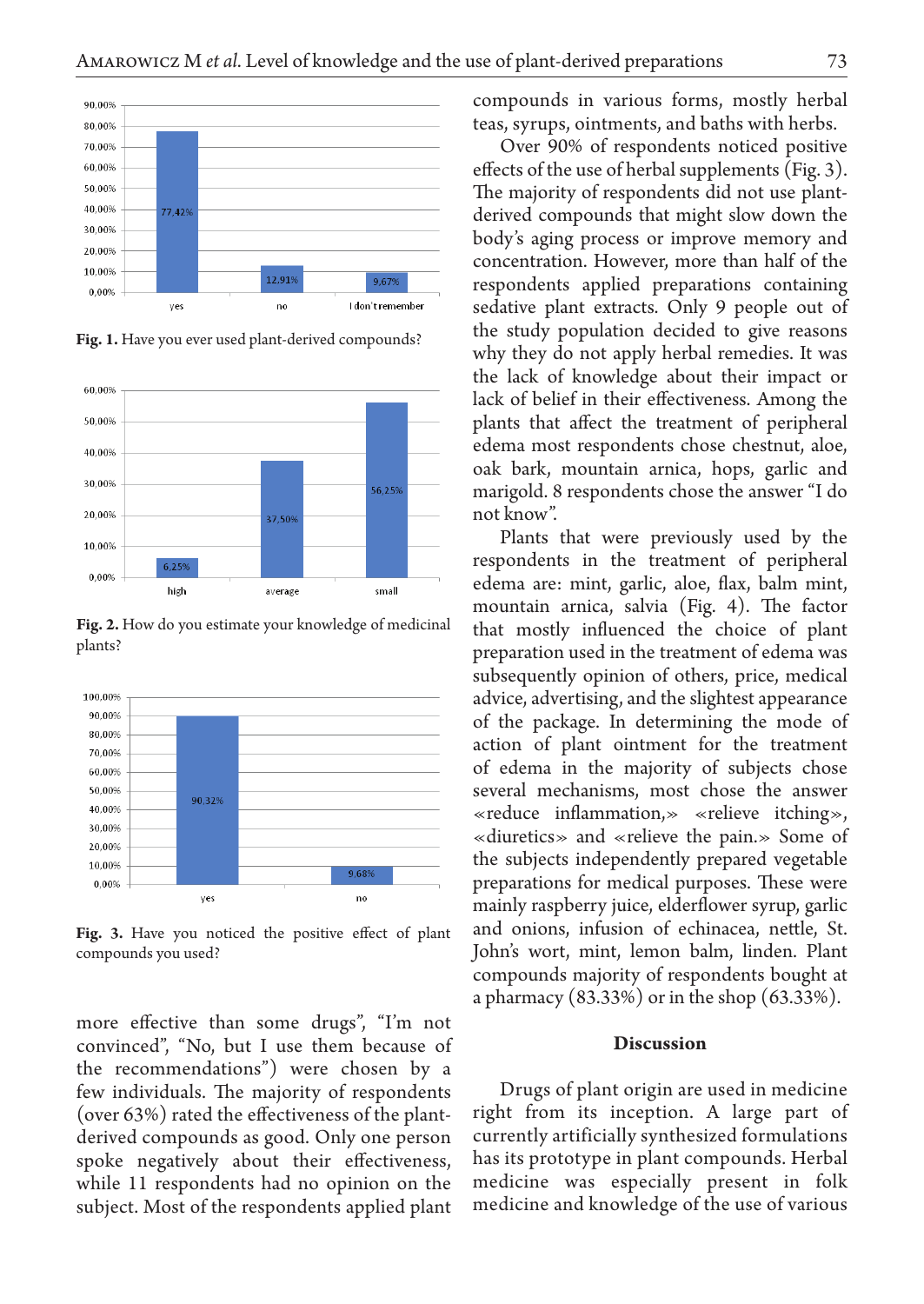Fig. 1. Have you ever used plant-derived compounds?

Fig. 2. How do you estimate your knowledge of medicinal plants?

Fig. 3. Have you noticed the positive effect of plant compounds you used?

more effective than some drugs", "I'm not convinced", "No, but I use them because of the recommendations") were chosen by a few individuals. The majority of respondents (over 63%) rated the effectiveness of the plant-derived compounds as good. Only one person spoke negatively about their effectiveness, while 11 respondents had no opinion on the subject. Most of the respondents applied plant compounds in various forms, mostly herbal teas, syrups, ointments, and baths with herbs.

Over 90% of respondents noticed positive effects of the use of herbal supplements (Fig. 3). The majority of respondents did not use plant-derived compounds that might slow down the body's aging process or improve memory and concentration. However, more than half of the respondents applied preparations containing sedative plant extracts. Only 9 people out of the study population decided to give reasons why they do not apply herbal remedies. It was the lack of knowledge about their impact or lack of belief in their effectiveness. Among the plants that affect the treatment of peripheral edema most respondents chose chestnut, aloe, oak bark, mountain arnica, hops, garlic and marigold. 8 respondents chose the answer "I do not know".

Plants that were previously used by the respondents in the treatment of peripheral edema are: mint, garlic, aloe, flax, balm mint, mountain arnica, salvia (Fig. 4). The factor that mostly influenced the choice of plant preparation used in the treatment of edema was subsequently opinion of others, price, medical advice, advertising, and the slightest appearance of the package. In determining the mode of action of plant ointment for the treatment of edema in the majority of subjects chose several mechanisms, most chose the answer «reduce inflammation,» «relieve itching», «diuretics» and «relieve the pain.» Some of the subjects independently prepared vegetable preparations for medical purposes. These were mainly raspberry juice, elderflower syrup, garlic and onions, infusion of echinacea, nettle, St. John's wort, mint, lemon balm, linden. Plant compounds majority of respondents bought at a pharmacy (83.33%) or in the shop (63.33%).

## Discussion

Drugs of plant origin are used in medicine right from its inception. A large part of currently artificially synthesized formulations has its prototype in plant compounds. Herbal medicine was especially present in folk medicine and knowledge of the use of various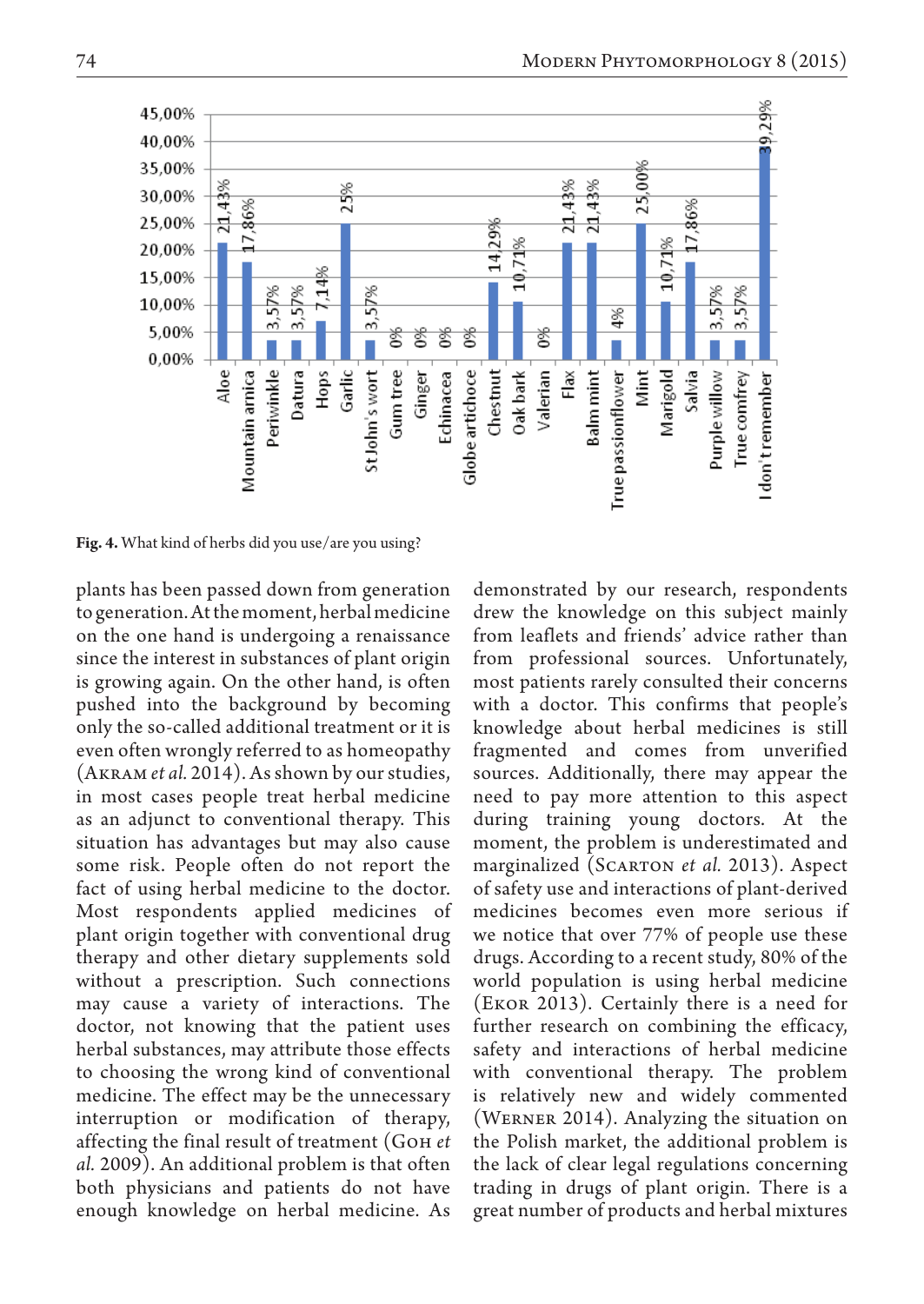**Fig. 4.** What kind of herbs did you use/are you using?

plants has been passed down from generation to generation. At the moment, herbal medicine on the one hand is undergoing a renaissance since the interest in substances of plant origin is growing again. On the other hand, is often pushed into the background by becoming only the so-called additional treatment or it is even often wrongly referred to as homeopathy (Akram *et al.* 2014). As shown by our studies, in most cases people treat herbal medicine as an adjunct to conventional therapy. This situation has advantages but may also cause some risk. People often do not report the fact of using herbal medicine to the doctor. Most respondents applied medicines of plant origin together with conventional drug therapy and other dietary supplements sold without a prescription. Such connections may cause a variety of interactions. The doctor, not knowing that the patient uses herbal substances, may attribute those effects to choosing the wrong kind of conventional medicine. The effect may be the unnecessary interruption or modification of therapy, affecting the final result of treatment (Goh *et al.* 2009). An additional problem is that often both physicians and patients do not have enough knowledge on herbal medicine. As demonstrated by our research, respondents drew the knowledge on this subject mainly from leaflets and friends' advice rather than from professional sources. Unfortunately, most patients rarely consulted their concerns with a doctor. This confirms that people's knowledge about herbal medicines is still fragmented and comes from unverified sources. Additionally, there may appear the need to pay more attention to this aspect during training young doctors. At the moment, the problem is underestimated and marginalized (Scarton *et al.* 2013). Aspect of safety use and interactions of plant-derived medicines becomes even more serious if we notice that over 77% of people use these drugs. According to a recent study, 80% of the world population is using herbal medicine (Ekor 2013). Certainly there is a need for further research on combining the efficacy, safety and interactions of herbal medicine with conventional therapy. The problem is relatively new and widely commented (Werner 2014). Analyzing the situation on the Polish market, the additional problem is the lack of clear legal regulations concerning trading in drugs of plant origin. There is a great number of products and herbal mixtures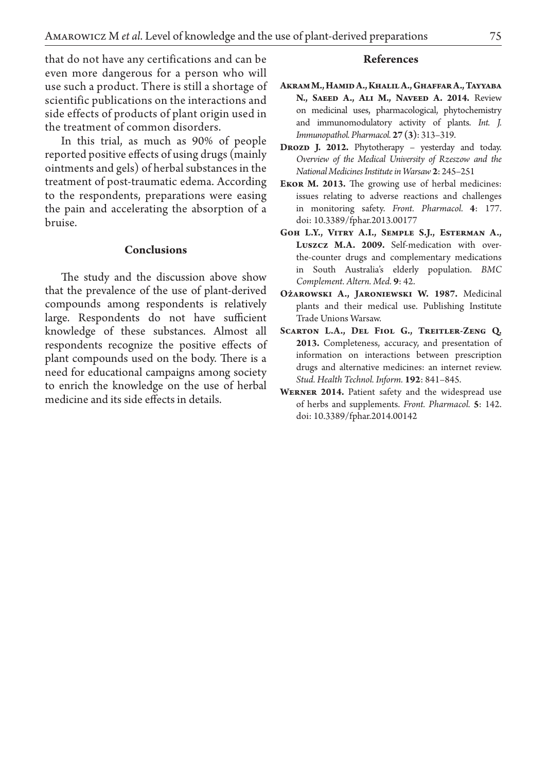that do not have any certifications and can be even more dangerous for a person who will use such a product. There is still a shortage of scientific publications on the interactions and side effects of products of plant origin used in the treatment of common disorders.

In this trial, as much as 90% of people reported positive effects of using drugs (mainly ointments and gels) of herbal substances in the treatment of post-traumatic edema. According to the respondents, preparations were easing the pain and accelerating the absorption of a bruise.

## Conclusions

The study and the discussion above show that the prevalence of the use of plant-derived compounds among respondents is relatively large. Respondents do not have sufficient knowledge of these substances. Almost all respondents recognize the positive effects of plant compounds used on the body. There is a need for educational campaigns among society to enrich the knowledge on the use of herbal medicine and its side effects in details.

## References

**Akram M., Hamid A., Khalil A., Ghaffar A., Tayyaba N., Saeed A., Ali M., Naveed A. 2014.** Review on medicinal uses, pharmacological, phytochemistry and immunomodulatory activity of plants. *Int. J. Immunopathol. Pharmacol.* **27 (3)**: 313–319.

**Drozd J. 2012.** Phytotherapy – yesterday and today. *Overview of the Medical University of Rzeszow and the National Medicines Institute in Warsaw* **2**: 245–251

**Ekor M. 2013.** The growing use of herbal medicines: issues relating to adverse reactions and challenges in monitoring safety. *Front. Pharmacol.* **4**: 177. doi: 10.3389/fphar.2013.00177

**Goh L.Y., Vitry A.I., Semple S.J., Esterman A., Luszcz M.A. 2009.** Self-medication with over-the-counter drugs and complementary medications in South Australia's elderly population. *BMC Complement. Altern. Med.* **9**: 42.

**Ożarowski A., Jaroniewski W. 1987.** Medicinal plants and their medical use. Publishing Institute Trade Unions Warsaw.

**Scarton L.A., Del Fiol G., Treitler-Zeng Q. 2013.** Completeness, accuracy, and presentation of information on interactions between prescription drugs and alternative medicines: an internet review. *Stud. Health Technol. Inform.* **192**: 841–845.

**Werner 2014.** Patient safety and the widespread use of herbs and supplements. *Front. Pharmacol.* **5**: 142. doi: 10.3389/fphar.2014.00142